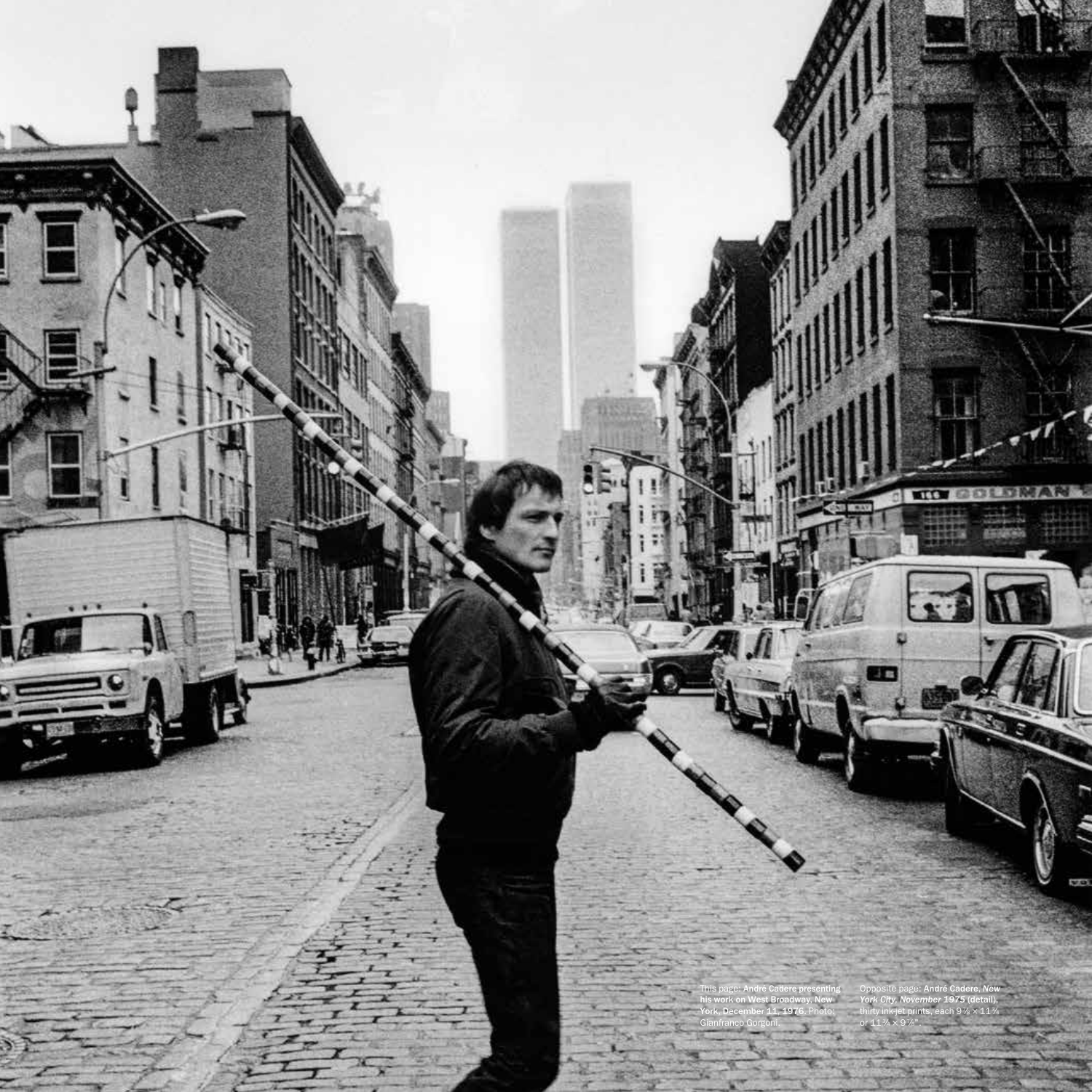This page: **André Cadere presenting his work on West Broadway, New York, December 11, 1976.** Photo: Gianfranco Gorgoni.

Opposite page: **André Cadere,** ***New York City, November 1975*** **(detail),** thirty inkjet prints, each 9⅞ × 11¾ or 11¾ × 9⅞".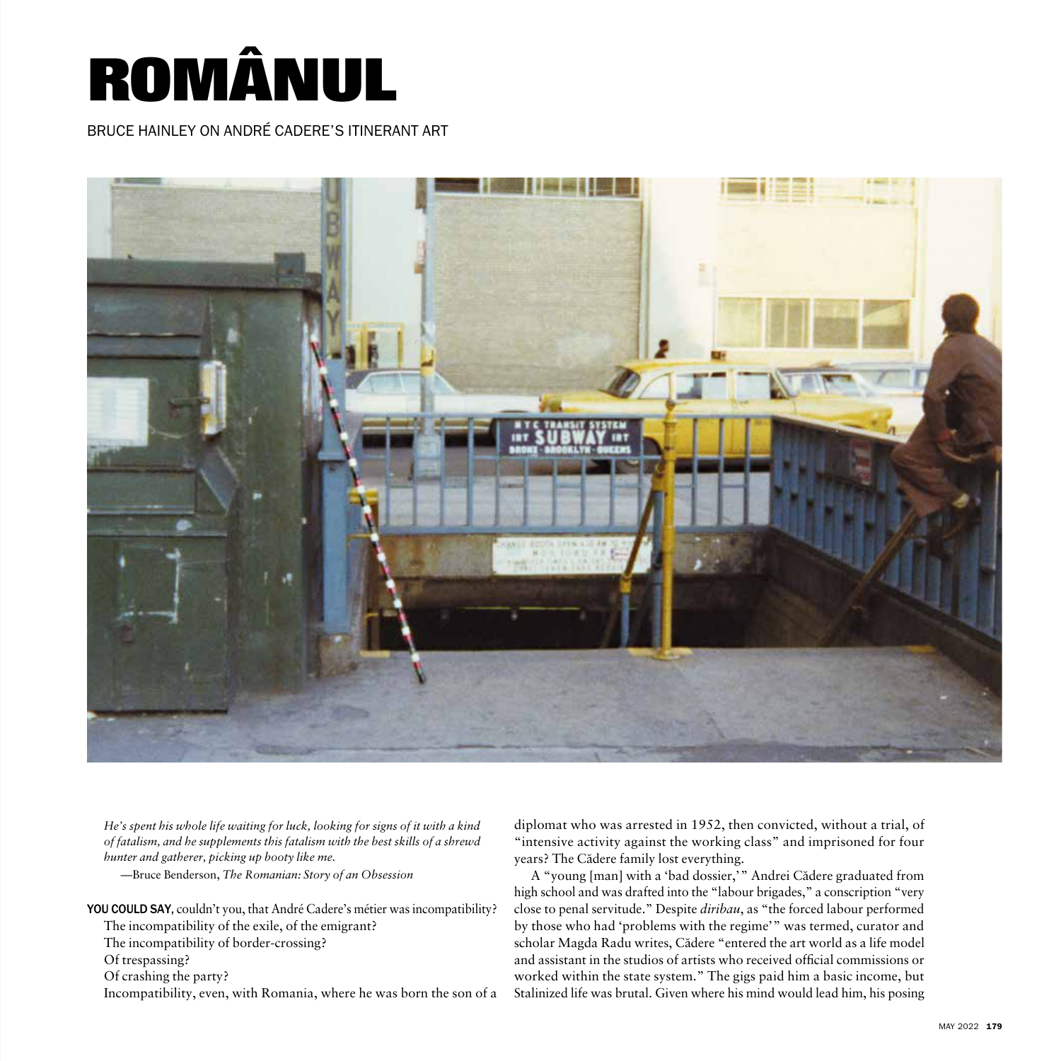# ROMÂNUL

BRUCE HAINLEY ON ANDRÉ CADERE'S ITINERANT ART

*He's spent his whole life waiting for luck, looking for signs of it with a kind of fatalism, and he supplements this fatalism with the best skills of a shrewd hunter and gatherer, picking up booty like me.*

—Bruce Benderson, *The Romanian: Story of an Obsession*

**YOU COULD SAY**, couldn't you, that André Cadere's métier was incompatibility?

The incompatibility of the exile, of the emigrant?

The incompatibility of border-crossing?

Of trespassing?

Of crashing the party?

Incompatibility, even, with Romania, where he was born the son of a diplomat who was arrested in 1952, then convicted, without a trial, of "intensive activity against the working class" and imprisoned for four years? The Cădere family lost everything.

A "young [man] with a 'bad dossier,'" Andrei Cădere graduated from high school and was drafted into the "labour brigades," a conscription "very close to penal servitude." Despite *diribau*, as "the forced labour performed by those who had 'problems with the regime'" was termed, curator and scholar Magda Radu writes, Cădere "entered the art world as a life model and assistant in the studios of artists who received official commissions or worked within the state system." The gigs paid him a basic income, but Stalinized life was brutal. Given where his mind would lead him, his posing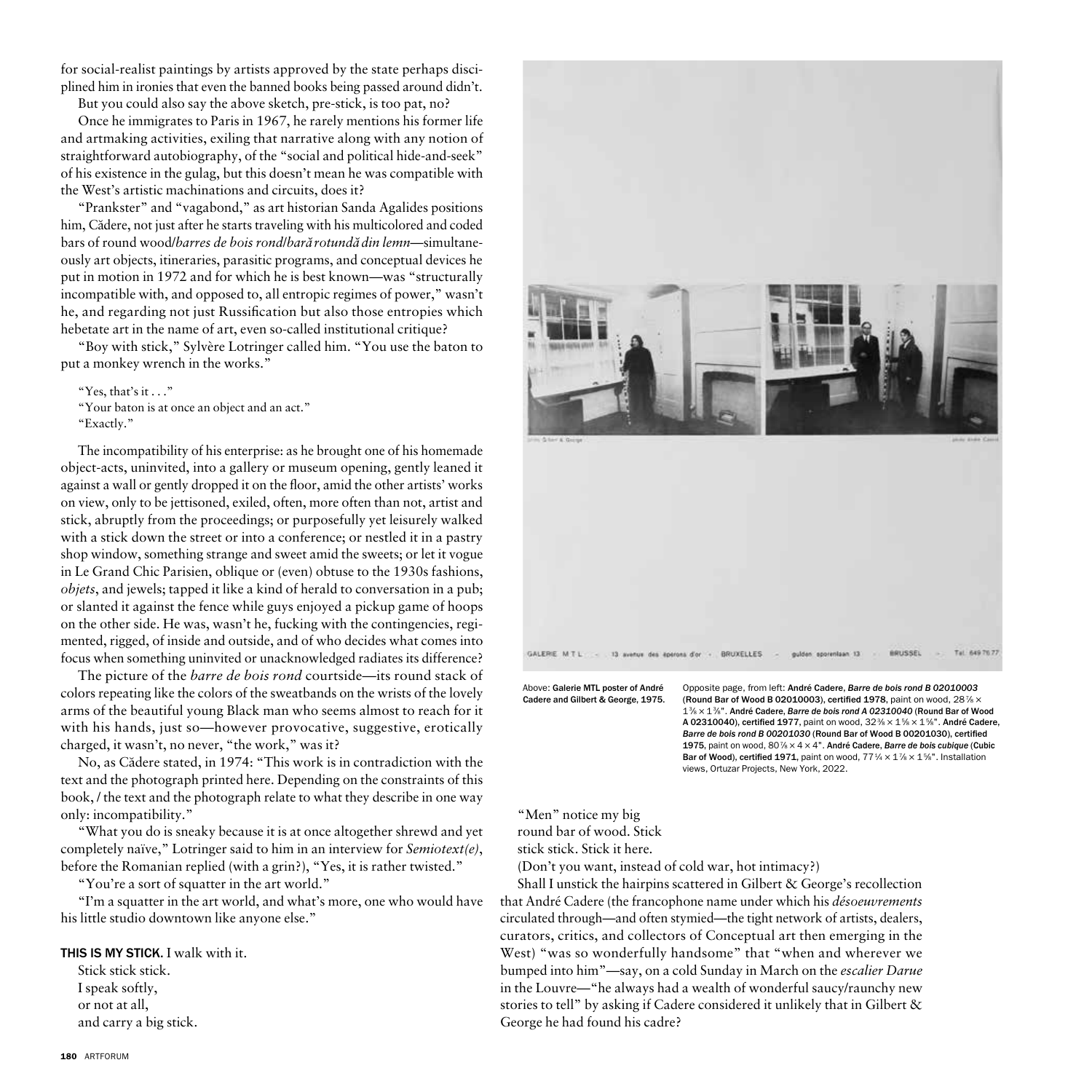for social-realist paintings by artists approved by the state perhaps disciplined him in ironies that even the banned books being passed around didn't.

But you could also say the above sketch, pre-stick, is too pat, no?

Once he immigrates to Paris in 1967, he rarely mentions his former life and artmaking activities, exiling that narrative along with any notion of straightforward autobiography, of the "social and political hide-and-seek" of his existence in the gulag, but this doesn't mean he was compatible with the West's artistic machinations and circuits, does it?

"Prankster" and "vagabond," as art historian Sanda Agalides positions him, Cădere, not just after he starts traveling with his multicolored and coded bars of round wood/*barres de bois rond*/*bară rotundă din lemn*—simultaneously art objects, itineraries, parasitic programs, and conceptual devices he put in motion in 1972 and for which he is best known—was "structurally incompatible with, and opposed to, all entropic regimes of power," wasn't he, and regarding not just Russification but also those entropies which hebetate art in the name of art, even so-called institutional critique?

"Boy with stick," Sylvère Lotringer called him. "You use the baton to put a monkey wrench in the works."

"Yes, that's it . . ."
"Your baton is at once an object and an act."
"Exactly."

The incompatibility of his enterprise: as he brought one of his homemade object-acts, uninvited, into a gallery or museum opening, gently leaned it against a wall or gently dropped it on the floor, amid the other artists' works on view, only to be jettisoned, exiled, often, more often than not, artist and stick, abruptly from the proceedings; or purposefully yet leisurely walked with a stick down the street or into a conference; or nestled it in a pastry shop window, something strange and sweet amid the sweets; or let it vogue in Le Grand Chic Parisien, oblique or (even) obtuse to the 1930s fashions, *objets*, and jewels; tapped it like a kind of herald to conversation in a pub; or slanted it against the fence while guys enjoyed a pickup game of hoops on the other side. He was, wasn't he, fucking with the contingencies, regimented, rigged, of inside and outside, and of who decides what comes into focus when something uninvited or unacknowledged radiates its difference?

The picture of the *barre de bois rond* courtside—its round stack of colors repeating like the colors of the sweatbands on the wrists of the lovely arms of the beautiful young Black man who seems almost to reach for it with his hands, just so—however provocative, suggestive, erotically charged, it wasn't, no never, "the work," was it?

No, as Cădere stated, in 1974: "This work is in contradiction with the text and the photograph printed here. Depending on the constraints of this book, / the text and the photograph relate to what they describe in one way only: incompatibility."

"What you do is sneaky because it is at once altogether shrewd and yet completely naïve," Lotringer said to him in an interview for *Semiotext(e)*, before the Romanian replied (with a grin?), "Yes, it is rather twisted."

"You're a sort of squatter in the art world."

"I'm a squatter in the art world, and what's more, one who would have his little studio downtown like anyone else."

**THIS IS MY STICK.** I walk with it.
Stick stick stick.
I speak softly,
or not at all,
and carry a big stick.

Above: **Galerie MTL poster of André Cadere and Gilbert & George, 1975.**

Opposite page, from left: **André Cadere, *Barre de bois rond B 02010003* (Round Bar of Wood B 02010003), certified 1978**, paint on wood, 28⅞ × 1⅜ × 1⅜". **André Cadere, *Barre de bois rond A 02310040* (Round Bar of Wood A 02310040), certified 1977**, paint on wood, 32⅜ × 1⅝ × 1⅝". **André Cadere, *Barre de bois rond B 00201030* (Round Bar of Wood B 00201030), certified 1975**, paint on wood, 80⅞ × 4 × 4". **André Cadere, *Barre de bois cubique* (Cubic Bar of Wood), certified 1971**, paint on wood, 77¼ × 1⅞ × 1⅝". Installation views, Ortuzar Projects, New York, 2022.

"Men" notice my big
round bar of wood. Stick
stick stick. Stick it here.
(Don't you want, instead of cold war, hot intimacy?)

Shall I unstick the hairpins scattered in Gilbert & George's recollection that André Cadere (the francophone name under which his *désoeuvrements* circulated through—and often stymied—the tight network of artists, dealers, curators, critics, and collectors of Conceptual art then emerging in the West) "was so wonderfully handsome" that "when and wherever we bumped into him"—say, on a cold Sunday in March on the *escalier Darue* in the Louvre—"he always had a wealth of wonderful saucy/raunchy new stories to tell" by asking if Cadere considered it unlikely that in Gilbert & George he had found his cadre?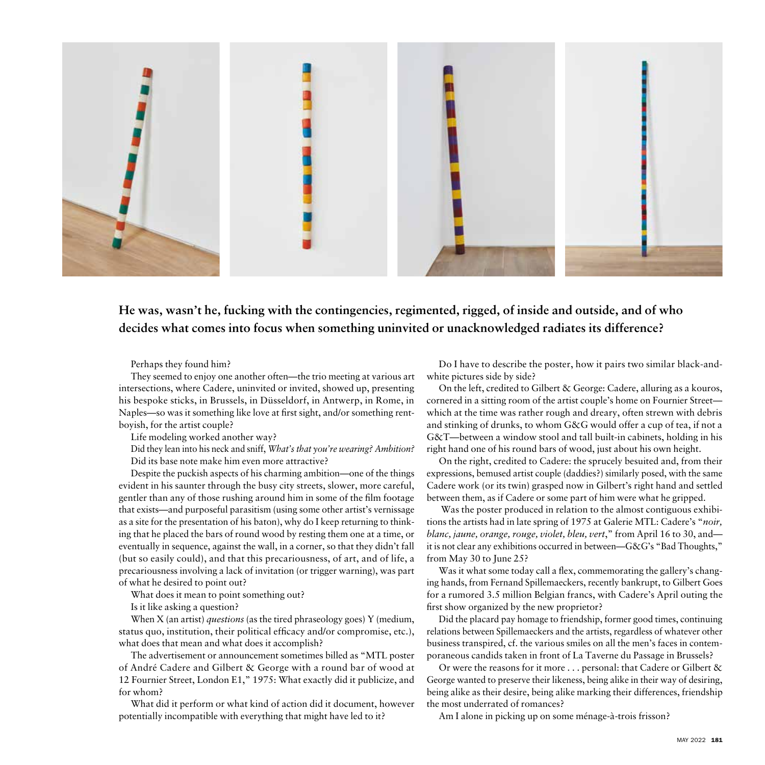**He was, wasn't he, fucking with the contingencies, regimented, rigged, of inside and outside, and of who decides what comes into focus when something uninvited or unacknowledged radiates its difference?**

Perhaps they found him?

They seemed to enjoy one another often—the trio meeting at various art intersections, where Cadere, uninvited or invited, showed up, presenting his bespoke sticks, in Brussels, in Düsseldorf, in Antwerp, in Rome, in Naples—so was it something like love at first sight, and/or something rent-boyish, for the artist couple?

Life modeling worked another way?

Did they lean into his neck and sniff, *What's that you're wearing? Ambition?* Did its base note make him even more attractive?

Despite the puckish aspects of his charming ambition—one of the things evident in his saunter through the busy city streets, slower, more careful, gentler than any of those rushing around him in some of the film footage that exists—and purposeful parasitism (using some other artist's vernissage as a site for the presentation of his baton), why do I keep returning to thinking that he placed the bars of round wood by resting them one at a time, or eventually in sequence, against the wall, in a corner, so that they didn't fall (but so easily could), and that this precariousness, of art, and of life, a precariousness involving a lack of invitation (or trigger warning), was part of what he desired to point out?

What does it mean to point something out?

Is it like asking a question?

When X (an artist) *questions* (as the tired phraseology goes) Y (medium, status quo, institution, their political efficacy and/or compromise, etc.), what does that mean and what does it accomplish?

The advertisement or announcement sometimes billed as "MTL poster of André Cadere and Gilbert & George with a round bar of wood at 12 Fournier Street, London E1," 1975: What exactly did it publicize, and for whom?

What did it perform or what kind of action did it document, however potentially incompatible with everything that might have led to it?

Do I have to describe the poster, how it pairs two similar black-and-white pictures side by side?

On the left, credited to Gilbert & George: Cadere, alluring as a kouros, cornered in a sitting room of the artist couple's home on Fournier Street—which at the time was rather rough and dreary, often strewn with debris and stinking of drunks, to whom G&G would offer a cup of tea, if not a G&T—between a window stool and tall built-in cabinets, holding in his right hand one of his round bars of wood, just about his own height.

On the right, credited to Cadere: the sprucely besuited and, from their expressions, bemused artist couple (daddies?) similarly posed, with the same Cadere work (or its twin) grasped now in Gilbert's right hand and settled between them, as if Cadere or some part of him were what he gripped.

Was the poster produced in relation to the almost contiguous exhibitions the artists had in late spring of 1975 at Galerie MTL: Cadere's "*noir, blanc, jaune, orange, rouge, violet, bleu, vert*," from April 16 to 30, and—it is not clear any exhibitions occurred in between—G&G's "Bad Thoughts," from May 30 to June 25?

Was it what some today call a flex, commemorating the gallery's changing hands, from Fernand Spillemaeckers, recently bankrupt, to Gilbert Goes for a rumored 3.5 million Belgian francs, with Cadere's April outing the first show organized by the new proprietor?

Did the placard pay homage to friendship, former good times, continuing relations between Spillemaeckers and the artists, regardless of whatever other business transpired, cf. the various smiles on all the men's faces in contemporaneous candids taken in front of La Taverne du Passage in Brussels?

Or were the reasons for it more . . . personal: that Cadere or Gilbert & George wanted to preserve their likeness, being alike in their way of desiring, being alike as their desire, being alike marking their differences, friendship the most underrated of romances?

Am I alone in picking up on some ménage-à-trois frisson?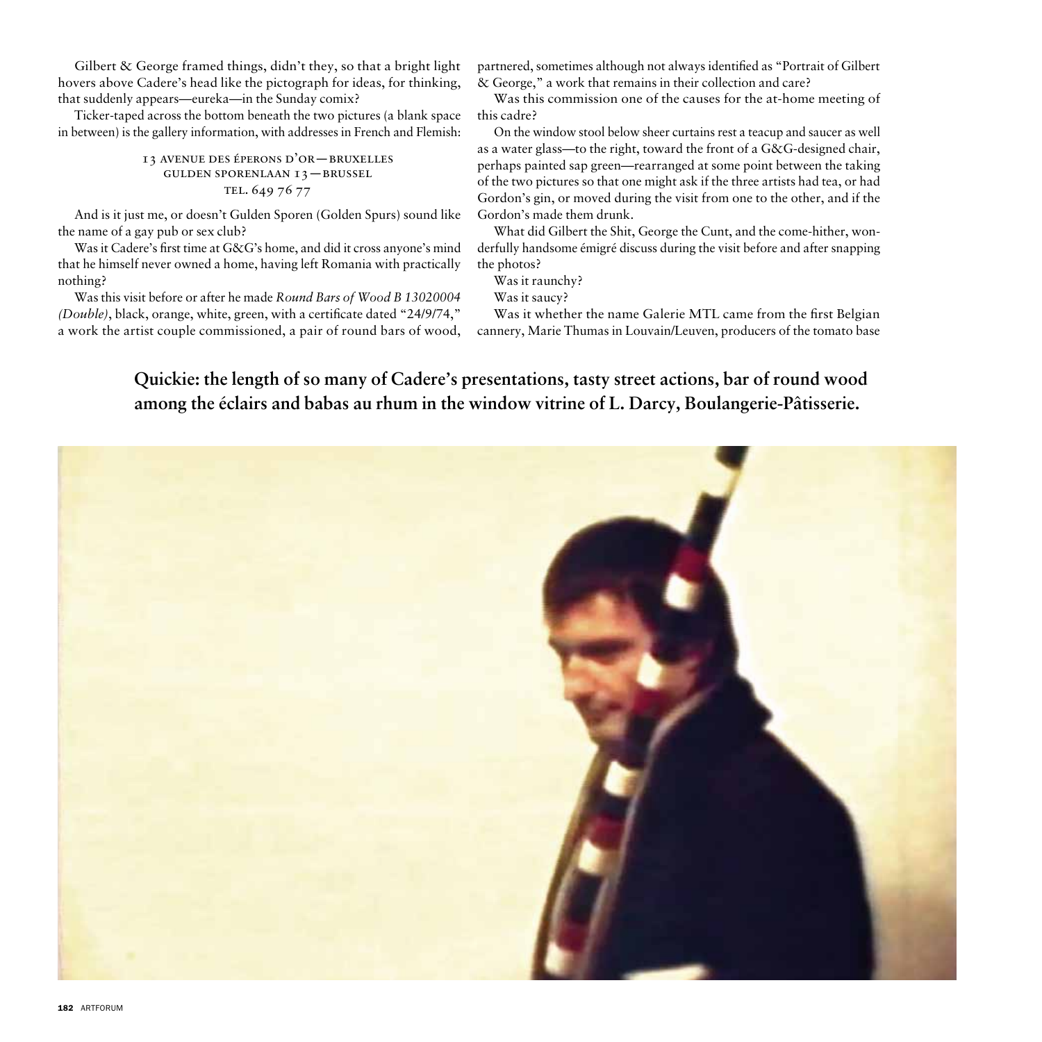Gilbert & George framed things, didn't they, so that a bright light hovers above Cadere's head like the pictograph for ideas, for thinking, that suddenly appears—eureka—in the Sunday comix?

Ticker-taped across the bottom beneath the two pictures (a blank space in between) is the gallery information, with addresses in French and Flemish:

13 AVENUE DES ÉPERONS D'OR—BRUXELLES
GULDEN SPORENLAAN 13—BRUSSEL
TEL. 649 76 77

And is it just me, or doesn't Gulden Sporen (Golden Spurs) sound like the name of a gay pub or sex club?

Was it Cadere's first time at G&G's home, and did it cross anyone's mind that he himself never owned a home, having left Romania with practically nothing?

Was this visit before or after he made *Round Bars of Wood B 13020004 (Double)*, black, orange, white, green, with a certificate dated "24/9/74," a work the artist couple commissioned, a pair of round bars of wood, partnered, sometimes although not always identified as "Portrait of Gilbert & George," a work that remains in their collection and care?

Was this commission one of the causes for the at-home meeting of this cadre?

On the window stool below sheer curtains rest a teacup and saucer as well as a water glass—to the right, toward the front of a G&G-designed chair, perhaps painted sap green—rearranged at some point between the taking of the two pictures so that one might ask if the three artists had tea, or had Gordon's gin, or moved during the visit from one to the other, and if the Gordon's made them drunk.

What did Gilbert the Shit, George the Cunt, and the come-hither, wonderfully handsome émigré discuss during the visit before and after snapping the photos?

Was it raunchy?

Was it saucy?

Was it whether the name Galerie MTL came from the first Belgian cannery, Marie Thumas in Louvain/Leuven, producers of the tomato base

**Quickie: the length of so many of Cadere's presentations, tasty street actions, bar of round wood among the éclairs and babas au rhum in the window vitrine of L. Darcy, Boulangerie-Pâtisserie.**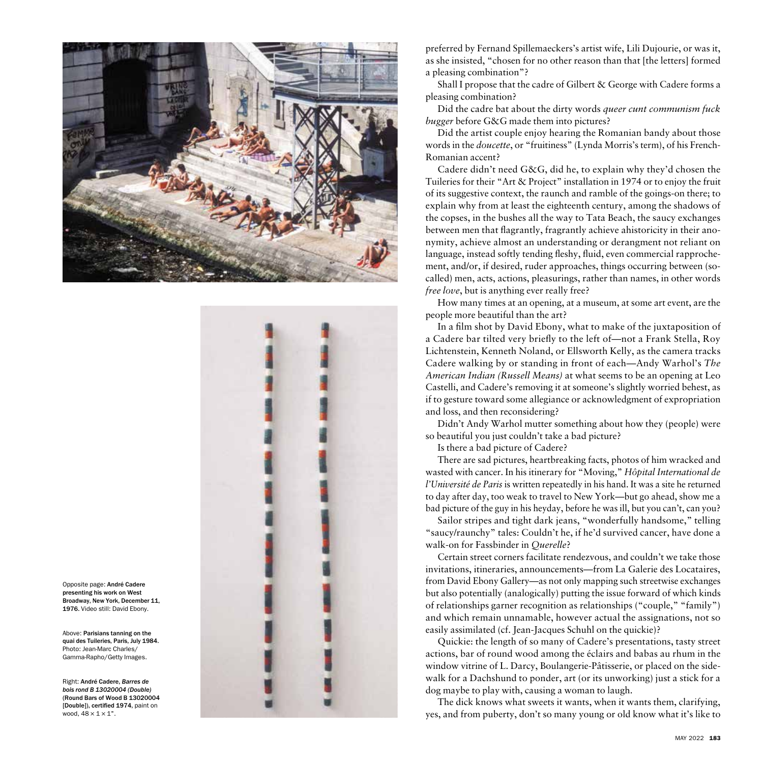Opposite page: **André Cadere presenting his work on West Broadway, New York, December 11, 1976.** Video still: David Ebony.

Above: **Parisians tanning on the quai des Tuileries, Paris, July 1984.** Photo: Jean-Marc Charles/Gamma-Rapho/Getty Images.

Right: **André Cadere, *Barres de bois rond B 13020004 (Double)* (Round Bars of Wood B 13020004 [Double]), certified 1974,** paint on wood, 48 × 1 × 1".

preferred by Fernand Spillemaeckers's artist wife, Lili Dujourie, or was it, as she insisted, "chosen for no other reason than that [the letters] formed a pleasing combination"?

Shall I propose that the cadre of Gilbert & George with Cadere forms a pleasing combination?

Did the cadre bat about the dirty words *queer cunt communism fuck bugger* before G&G made them into pictures?

Did the artist couple enjoy hearing the Romanian bandy about those words in the *doucette*, or "fruitiness" (Lynda Morris's term), of his French-Romanian accent?

Cadere didn't need G&G, did he, to explain why they'd chosen the Tuileries for their "Art & Project" installation in 1974 or to enjoy the fruit of its suggestive context, the raunch and ramble of the goings-on there; to explain why from at least the eighteenth century, among the shadows of the copses, in the bushes all the way to Tata Beach, the saucy exchanges between men that flagrantly, fragrantly achieve ahistoricity in their anonymity, achieve almost an understanding or derangment not reliant on language, instead softly tending fleshy, fluid, even commercial rapprochement, and/or, if desired, ruder approaches, things occurring between (so-called) men, acts, actions, pleasurings, rather than names, in other words *free love*, but is anything ever really free?

How many times at an opening, at a museum, at some art event, are the people more beautiful than the art?

In a film shot by David Ebony, what to make of the juxtaposition of a Cadere bar tilted very briefly to the left of—not a Frank Stella, Roy Lichtenstein, Kenneth Noland, or Ellsworth Kelly, as the camera tracks Cadere walking by or standing in front of each—Andy Warhol's *The American Indian (Russell Means)* at what seems to be an opening at Leo Castelli, and Cadere's removing it at someone's slightly worried behest, as if to gesture toward some allegiance or acknowledgment of expropriation and loss, and then reconsidering?

Didn't Andy Warhol mutter something about how they (people) were so beautiful you just couldn't take a bad picture?

Is there a bad picture of Cadere?

There are sad pictures, heartbreaking facts, photos of him wracked and wasted with cancer. In his itinerary for "Moving," *Hôpital International de l'Université de Paris* is written repeatedly in his hand. It was a site he returned to day after day, too weak to travel to New York—but go ahead, show me a bad picture of the guy in his heyday, before he was ill, but you can't, can you?

Sailor stripes and tight dark jeans, "wonderfully handsome," telling "saucy/raunchy" tales: Couldn't he, if he'd survived cancer, have done a walk-on for Fassbinder in *Querelle*?

Certain street corners facilitate rendezvous, and couldn't we take those invitations, itineraries, announcements—from La Galerie des Locataires, from David Ebony Gallery—as not only mapping such streetwise exchanges but also potentially (analogically) putting the issue forward of which kinds of relationships garner recognition as relationships ("couple," "family") and which remain unnamable, however actual the assignations, not so easily assimilated (cf. Jean-Jacques Schuhl on the quickie)?

Quickie: the length of so many of Cadere's presentations, tasty street actions, bar of round wood among the éclairs and babas au rhum in the window vitrine of L. Darcy, Boulangerie-Pâtisserie, or placed on the sidewalk for a Dachshund to ponder, art (or its unworking) just a stick for a dog maybe to play with, causing a woman to laugh.

The dick knows what sweets it wants, when it wants them, clarifying, yes, and from puberty, don't so many young or old know what it's like to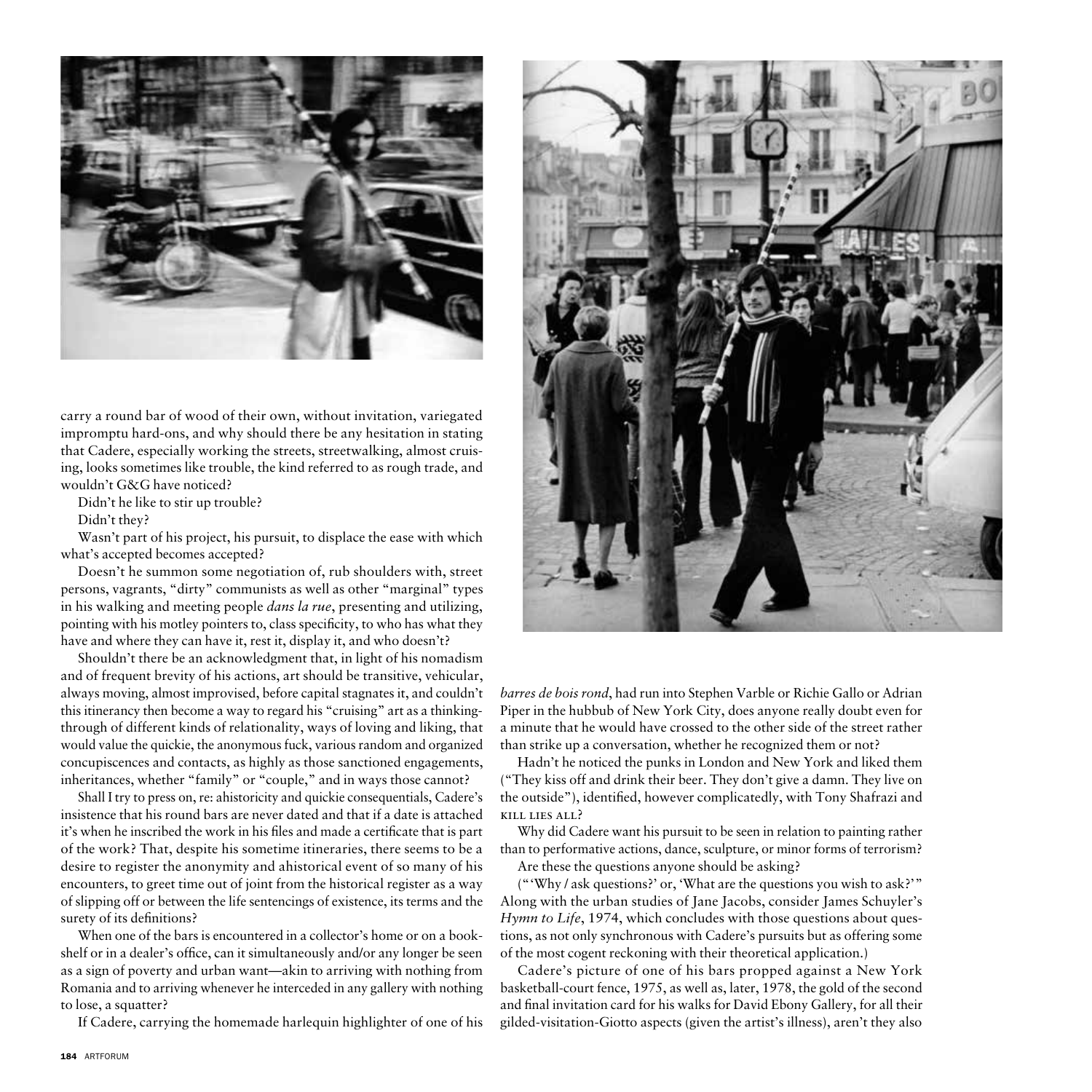carry a round bar of wood of their own, without invitation, variegated impromptu hard-ons, and why should there be any hesitation in stating that Cadere, especially working the streets, streetwalking, almost cruising, looks sometimes like trouble, the kind referred to as rough trade, and wouldn't G&G have noticed?

Didn't he like to stir up trouble?

Didn't they?

Wasn't part of his project, his pursuit, to displace the ease with which what's accepted becomes accepted?

Doesn't he summon some negotiation of, rub shoulders with, street persons, vagrants, "dirty" communists as well as other "marginal" types in his walking and meeting people *dans la rue*, presenting and utilizing, pointing with his motley pointers to, class specificity, to who has what they have and where they can have it, rest it, display it, and who doesn't?

Shouldn't there be an acknowledgment that, in light of his nomadism and of frequent brevity of his actions, art should be transitive, vehicular, always moving, almost improvised, before capital stagnates it, and couldn't this itinerancy then become a way to regard his "cruising" art as a thinking-through of different kinds of relationality, ways of loving and liking, that would value the quickie, the anonymous fuck, various random and organized concupiscences and contacts, as highly as those sanctioned engagements, inheritances, whether "family" or "couple," and in ways those cannot?

Shall I try to press on, re: ahistoricity and quickie consequentials, Cadere's insistence that his round bars are never dated and that if a date is attached it's when he inscribed the work in his files and made a certificate that is part of the work? That, despite his sometime itineraries, there seems to be a desire to register the anonymity and ahistorical event of so many of his encounters, to greet time out of joint from the historical register as a way of slipping off or between the life sentencings of existence, its terms and the surety of its definitions?

When one of the bars is encountered in a collector's home or on a bookshelf or in a dealer's office, can it simultaneously and/or any longer be seen as a sign of poverty and urban want—akin to arriving with nothing from Romania and to arriving whenever he interceded in any gallery with nothing to lose, a squatter?

If Cadere, carrying the homemade harlequin highlighter of one of his *barres de bois rond*, had run into Stephen Varble or Richie Gallo or Adrian Piper in the hubbub of New York City, does anyone really doubt even for a minute that he would have crossed to the other side of the street rather than strike up a conversation, whether he recognized them or not?

Hadn't he noticed the punks in London and New York and liked them ("They kiss off and drink their beer. They don't give a damn. They live on the outside"), identified, however complicatedly, with Tony Shafrazi and KILL LIES ALL?

Why did Cadere want his pursuit to be seen in relation to painting rather than to performative actions, dance, sculpture, or minor forms of terrorism?

Are these the questions anyone should be asking?

("'Why / ask questions?' or, 'What are the questions you wish to ask?'" Along with the urban studies of Jane Jacobs, consider James Schuyler's *Hymn to Life*, 1974, which concludes with those questions about questions, as not only synchronous with Cadere's pursuits but as offering some of the most cogent reckoning with their theoretical application.)

Cadere's picture of one of his bars propped against a New York basketball-court fence, 1975, as well as, later, 1978, the gold of the second and final invitation card for his walks for David Ebony Gallery, for all their gilded-visitation-Giotto aspects (given the artist's illness), aren't they also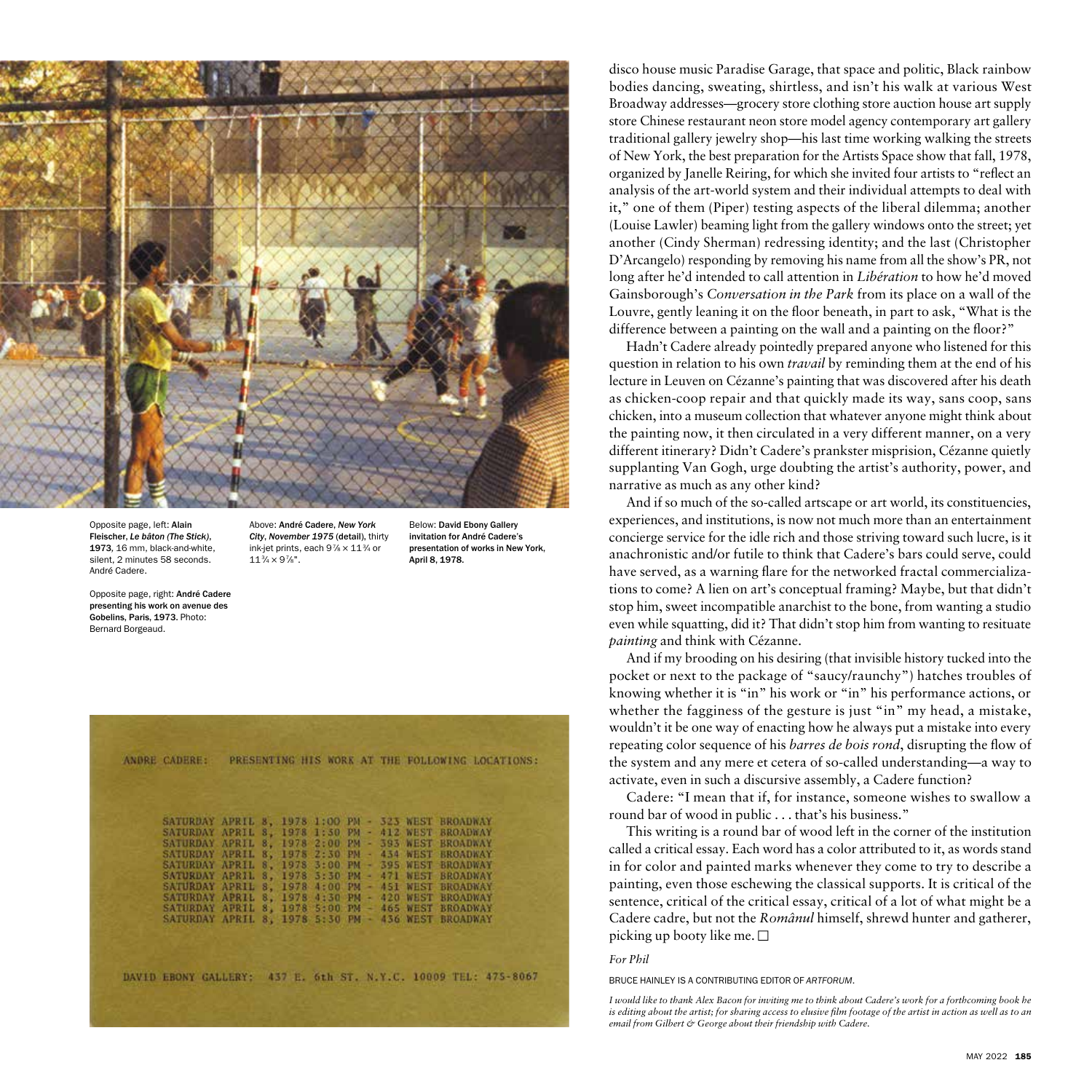Opposite page, left: **Alain Fleischer, *Le bâton (The Stick)*, 1973**, 16 mm, black-and-white, silent, 2 minutes 58 seconds. André Cadere.

Opposite page, right: **André Cadere presenting his work on avenue des Gobelins, Paris, 1973.** Photo: Bernard Borgeaud.

Above: **André Cadere, *New York City, November 1975* (detail)**, thirty ink-jet prints, each 9⅞ × 11¾ or 11¾ × 9⅞".

Below: **David Ebony Gallery invitation for André Cadere's presentation of works in New York, April 8, 1978.**

ANDRE CADERE: PRESENTING HIS WORK AT THE FOLLOWING LOCATIONS:

SATURDAY APRIL 8, 1978 1:00 PM - 323 WEST BROADWAY
SATURDAY APRIL 8, 1978 1:30 PM - 412 WEST BROADWAY
SATURDAY APRIL 8, 1978 2:00 PM - 393 WEST BROADWAY
SATURDAY APRIL 8, 1978 2:30 PM - 434 WEST BROADWAY
SATURDAY APRIL 8, 1978 3:00 PM - 395 WEST BROADWAY
SATURDAY APRIL 8, 1978 3:30 PM - 471 WEST BROADWAY
SATURDAY APRIL 8, 1978 4:00 PM - 451 WEST BROADWAY
SATURDAY APRIL 8, 1978 4:30 PM - 420 WEST BROADWAY
SATURDAY APRIL 8, 1978 5:00 PM - 465 WEST BROADWAY
SATURDAY APRIL 8, 1978 5:30 PM - 436 WEST BROADWAY

DAVID EBONY GALLERY: 437 E. 6th ST. N.Y.C. 10009 TEL: 475-8067

disco house music Paradise Garage, that space and politic, Black rainbow bodies dancing, sweating, shirtless, and isn't his walk at various West Broadway addresses—grocery store clothing store auction house art supply store Chinese restaurant neon store model agency contemporary art gallery traditional gallery jewelry shop—his last time working walking the streets of New York, the best preparation for the Artists Space show that fall, 1978, organized by Janelle Reiring, for which she invited four artists to "reflect an analysis of the art-world system and their individual attempts to deal with it," one of them (Piper) testing aspects of the liberal dilemma; another (Louise Lawler) beaming light from the gallery windows onto the street; yet another (Cindy Sherman) redressing identity; and the last (Christopher D'Arcangelo) responding by removing his name from all the show's PR, not long after he'd intended to call attention in *Libération* to how he'd moved Gainsborough's *Conversation in the Park* from its place on a wall of the Louvre, gently leaning it on the floor beneath, in part to ask, "What is the difference between a painting on the wall and a painting on the floor?"

Hadn't Cadere already pointedly prepared anyone who listened for this question in relation to his own *travail* by reminding them at the end of his lecture in Leuven on Cézanne's painting that was discovered after his death as chicken-coop repair and that quickly made its way, sans coop, sans chicken, into a museum collection that whatever anyone might think about the painting now, it then circulated in a very different manner, on a very different itinerary? Didn't Cadere's prankster misprision, Cézanne quietly supplanting Van Gogh, urge doubting the artist's authority, power, and narrative as much as any other kind?

And if so much of the so-called artscape or art world, its constituencies, experiences, and institutions, is now not much more than an entertainment concierge service for the idle rich and those striving toward such lucre, is it anachronistic and/or futile to think that Cadere's bars could serve, could have served, as a warning flare for the networked fractal commercializations to come? A lien on art's conceptual framing? Maybe, but that didn't stop him, sweet incompatible anarchist to the bone, from wanting a studio even while squatting, did it? That didn't stop him from wanting to resituate *painting* and think with Cézanne.

And if my brooding on his desiring (that invisible history tucked into the pocket or next to the package of "saucy/raunchy") hatches troubles of knowing whether it is "in" his work or "in" his performance actions, or whether the fagginess of the gesture is just "in" my head, a mistake, wouldn't it be one way of enacting how he always put a mistake into every repeating color sequence of his *barres de bois rond*, disrupting the flow of the system and any mere et cetera of so-called understanding—a way to activate, even in such a discursive assembly, a Cadere function?

Cadere: "I mean that if, for instance, someone wishes to swallow a round bar of wood in public . . . that's his business."

This writing is a round bar of wood left in the corner of the institution called a critical essay. Each word has a color attributed to it, as words stand in for color and painted marks whenever they come to try to describe a painting, even those eschewing the classical supports. It is critical of the sentence, critical of the critical essay, critical of a lot of what might be a Cadere cadre, but not the *Românul* himself, shrewd hunter and gatherer, picking up booty like me. □

*For Phil*

BRUCE HAINLEY IS A CONTRIBUTING EDITOR OF *ARTFORUM*.

*I would like to thank Alex Bacon for inviting me to think about Cadere's work for a forthcoming book he is editing about the artist; for sharing access to elusive film footage of the artist in action as well as to an email from Gilbert & George about their friendship with Cadere.*